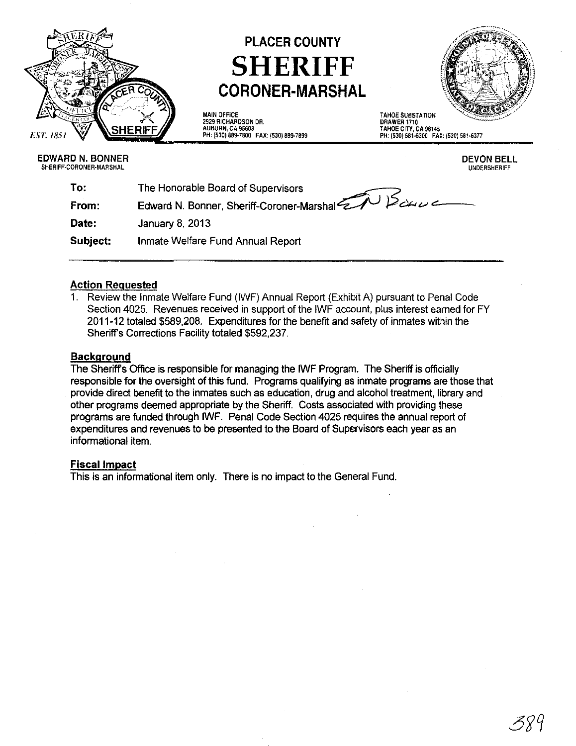# PLACER COUNTY SHERIFF CORONER-MARSHAL

EST. 1851

MAIN OFFICE
2929 RICHARDSON DR.
AUBURN, CA 95603
PH: (530) 889-7800 FAX: (530) 889-7899

TAHOE SUBSTATION
DRAWER 1710
TAHOE CITY, CA 96145
PH: (530) 581-6300 FAX: (530) 581-6377

**EDWARD N. BONNER**
SHERIFF-CORONER-MARSHAL

**DEVON BELL**
UNDERSHERIFF

| | |
|---|---|
| **To:** | The Honorable Board of Supervisors |
| **From:** | Edward N. Bonner, Sheriff-Coroner-Marshal |
| **Date:** | January 8, 2013 |
| **Subject:** | Inmate Welfare Fund Annual Report |

## Action Requested

1. Review the Inmate Welfare Fund (IWF) Annual Report (Exhibit A) pursuant to Penal Code Section 4025. Revenues received in support of the IWF account, plus interest earned for FY 2011-12 totaled $589,208. Expenditures for the benefit and safety of inmates within the Sheriff's Corrections Facility totaled $592,237.

## Background

The Sheriff's Office is responsible for managing the IWF Program. The Sheriff is officially responsible for the oversight of this fund. Programs qualifying as inmate programs are those that provide direct benefit to the inmates such as education, drug and alcohol treatment, library and other programs deemed appropriate by the Sheriff. Costs associated with providing these programs are funded through IWF. Penal Code Section 4025 requires the annual report of expenditures and revenues to be presented to the Board of Supervisors each year as an informational item.

## Fiscal Impact

This is an informational item only. There is no impact to the General Fund.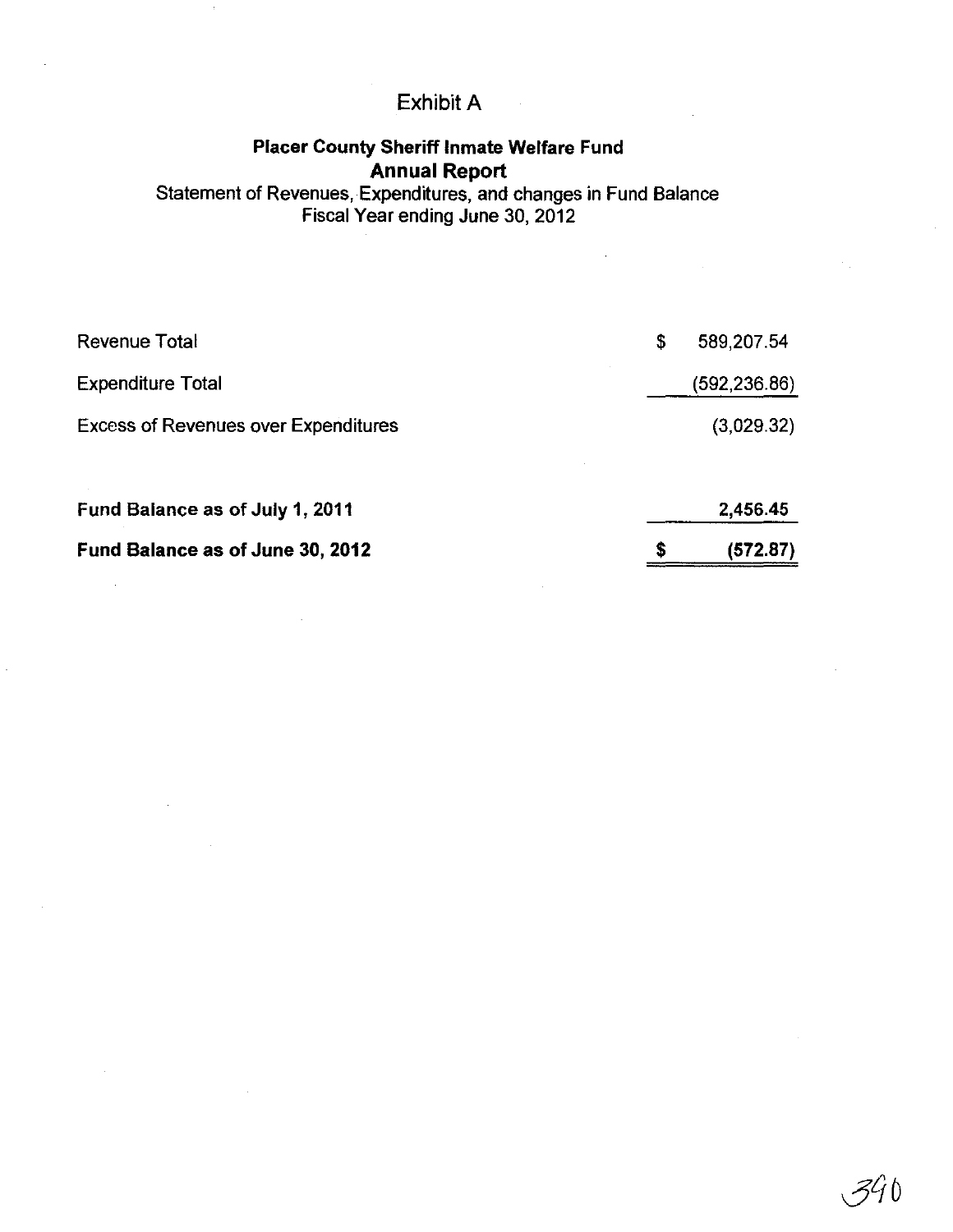# Exhibit A

## Placer County Sheriff Inmate Welfare Fund

## Annual Report

Statement of Revenues, Expenditures, and changes in Fund Balance
Fiscal Year ending June 30, 2012

| | | |
|---|---|---|
| Revenue Total | $ | 589,207.54 |
| Expenditure Total | | (592,236.86) |
| Excess of Revenues over Expenditures | | (3,029.32) |
| **Fund Balance as of July 1, 2011** | | **2,456.45** |
| **Fund Balance as of June 30, 2012** | **$** | **(572.87)** |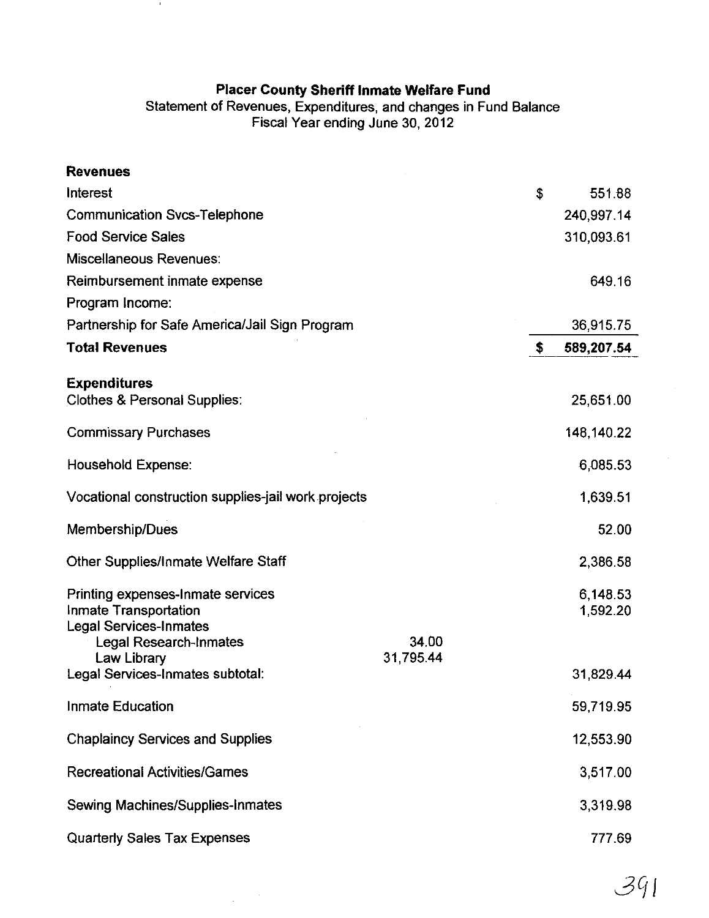**Placer County Sheriff Inmate Welfare Fund**

Statement of Revenues, Expenditures, and changes in Fund Balance

Fiscal Year ending June 30, 2012

| | | |
|---|---|---|
| **Revenues** | | |
| Interest | | $ 551.88 |
| Communication Svcs-Telephone | | 240,997.14 |
| Food Service Sales | | 310,093.61 |
| Miscellaneous Revenues: | | |
| Reimbursement inmate expense | | 649.16 |
| Program Income: | | |
| Partnership for Safe America/Jail Sign Program | | 36,915.75 |
| **Total Revenues** | | **$ 589,207.54** |
| | | |
| **Expenditures** | | |
| Clothes & Personal Supplies: | | 25,651.00 |
| Commissary Purchases | | 148,140.22 |
| Household Expense: | | 6,085.53 |
| Vocational construction supplies-jail work projects | | 1,639.51 |
| Membership/Dues | | 52.00 |
| Other Supplies/Inmate Welfare Staff | | 2,386.58 |
| Printing expenses-Inmate services | | 6,148.53 |
| Inmate Transportation | | 1,592.20 |
| Legal Services-Inmates | | |
| Legal Research-Inmates | 34.00 | |
| Law Library | 31,795.44 | |
| Legal Services-Inmates subtotal: | | 31,829.44 |
| Inmate Education | | 59,719.95 |
| Chaplaincy Services and Supplies | | 12,553.90 |
| Recreational Activities/Games | | 3,517.00 |
| Sewing Machines/Supplies-Inmates | | 3,319.98 |
| Quarterly Sales Tax Expenses | | 777.69 |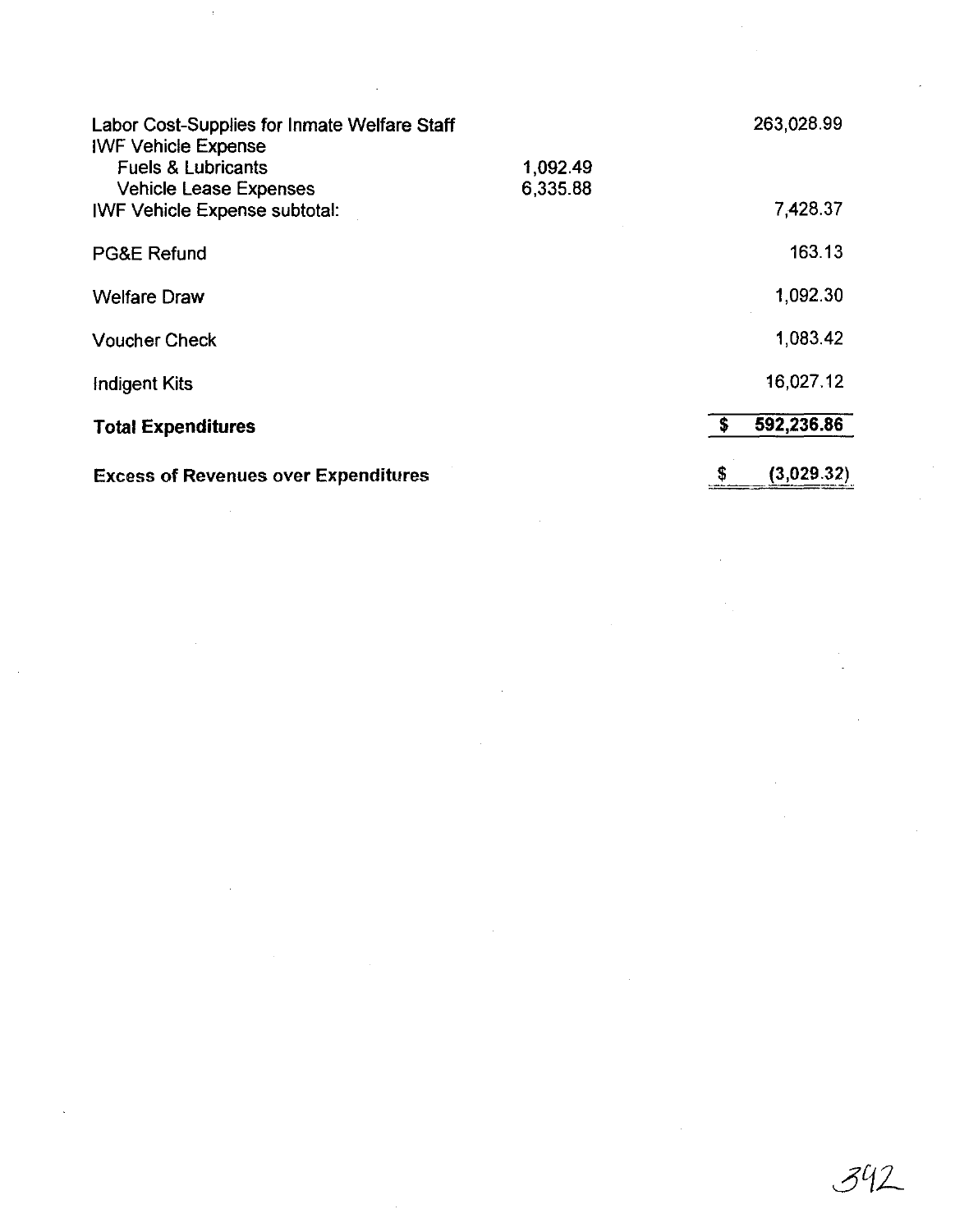| | | |
|---|---|---|
| Labor Cost-Supplies for Inmate Welfare Staff | | 263,028.99 |
| IWF Vehicle Expense | | |
| Fuels & Lubricants | 1,092.49 | |
| Vehicle Lease Expenses | 6,335.88 | |
| IWF Vehicle Expense subtotal: | | 7,428.37 |
| PG&E Refund | | 163.13 |
| Welfare Draw | | 1,092.30 |
| Voucher Check | | 1,083.42 |
| Indigent Kits | | 16,027.12 |
| **Total Expenditures** | | **$ 592,236.86** |
| **Excess of Revenues over Expenditures** | | **$ (3,029.32)** |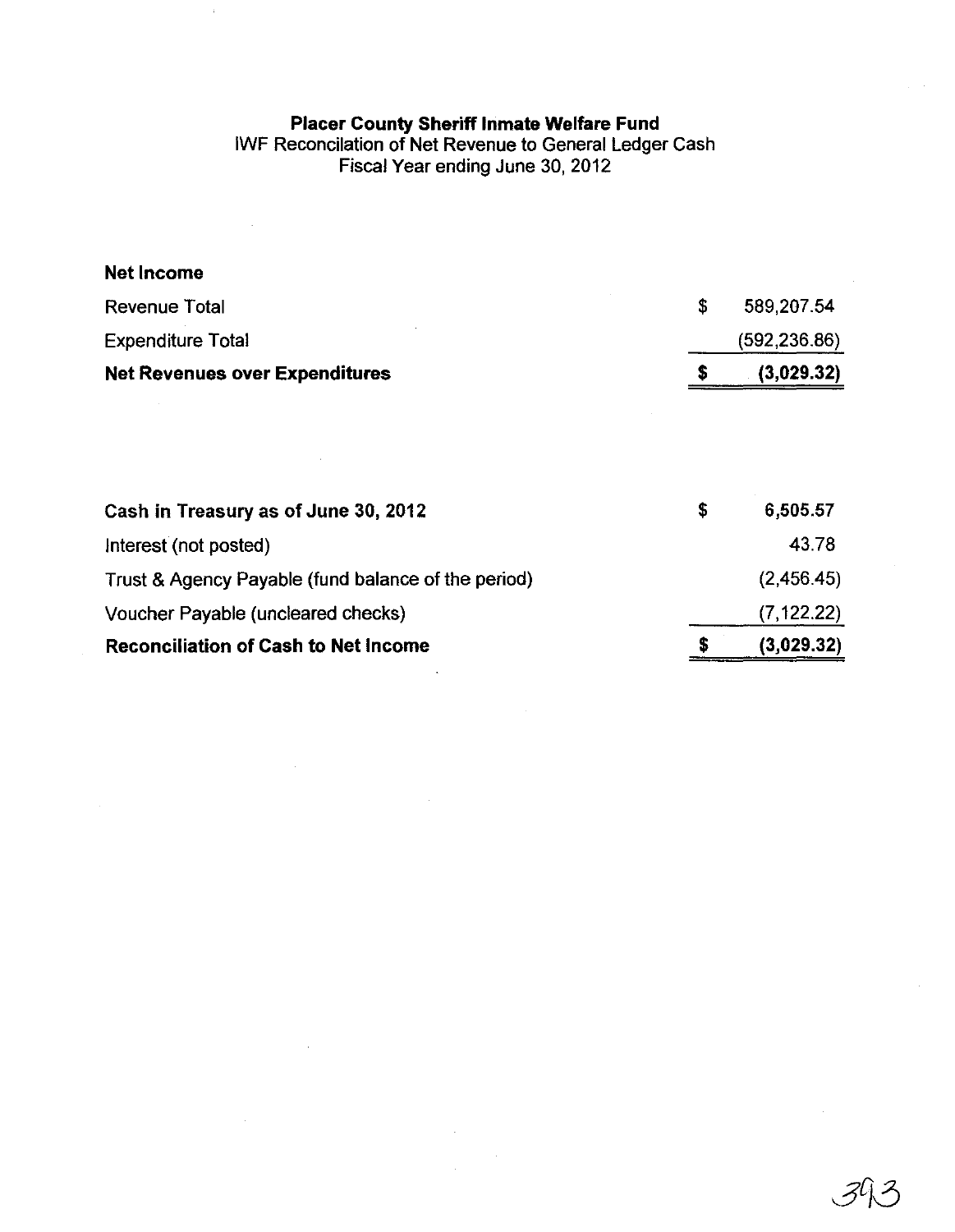**Placer County Sheriff Inmate Welfare Fund**
IWF Reconcilation of Net Revenue to General Ledger Cash
Fiscal Year ending June 30, 2012

| | | |
|---|---|---|
| **Net Income** | | |
| Revenue Total | $ | 589,207.54 |
| Expenditure Total | | (592,236.86) |
| **Net Revenues over Expenditures** | **$** | **(3,029.32)** |

| | | |
|---|---|---|
| **Cash in Treasury as of June 30, 2012** | **$** | **6,505.57** |
| Interest (not posted) | | 43.78 |
| Trust & Agency Payable (fund balance of the period) | | (2,456.45) |
| Voucher Payable (uncleared checks) | | (7,122.22) |
| **Reconciliation of Cash to Net Income** | **$** | **(3,029.32)** |